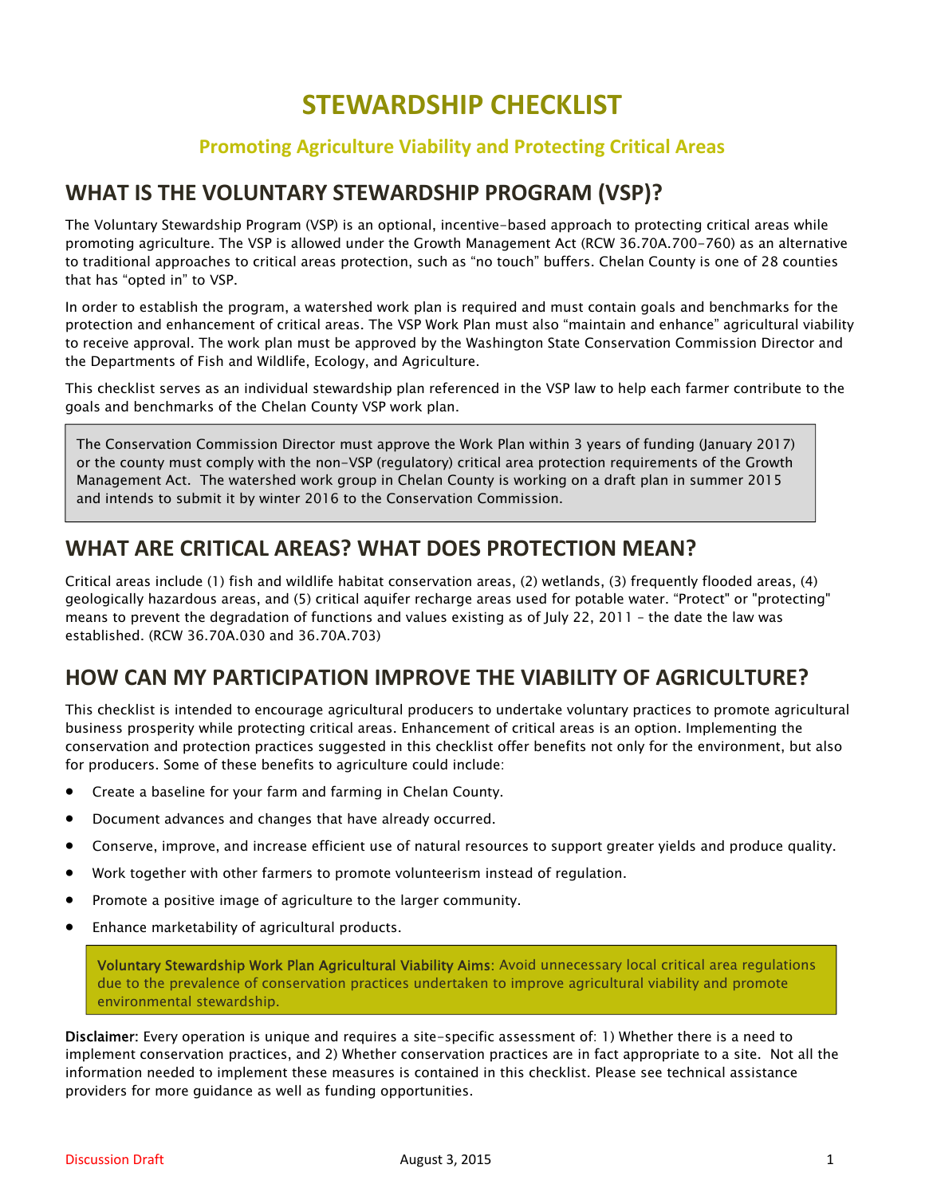# STEWARDSHIP CHECKLIST

### Promoting Agriculture Viability and Protecting Critical Areas

## WHAT IS THE VOLUNTARY STEWARDSHIP PROGRAM (VSP)?

The Voluntary Stewardship Program (VSP) is an optional, incentive-based approach to protecting critical areas while promoting agriculture. The VSP is allowed under the Growth Management Act (RCW 36.70A.700-760) as an alternative to traditional approaches to critical areas protection, such as "no touch" buffers. Chelan County is one of 28 counties that has "opted in" to VSP.

In order to establish the program, a watershed work plan is required and must contain goals and benchmarks for the protection and enhancement of critical areas. The VSP Work Plan must also "maintain and enhance" agricultural viability to receive approval. The work plan must be approved by the Washington State Conservation Commission Director and the Departments of Fish and Wildlife, Ecology, and Agriculture.

This checklist serves as an individual stewardship plan referenced in the VSP law to help each farmer contribute to the goals and benchmarks of the Chelan County VSP work plan.

> The Conservation Commission Director must approve the Work Plan within 3 years of funding (January 2017) or the county must comply with the non-VSP (regulatory) critical area protection requirements of the Growth Management Act. The watershed work group in Chelan County is working on a draft plan in summer 2015 and intends to submit it by winter 2016 to the Conservation Commission.

## WHAT ARE CRITICAL AREAS? WHAT DOES PROTECTION MEAN?

Critical areas include (1) fish and wildlife habitat conservation areas, (2) wetlands, (3) frequently flooded areas, (4) geologically hazardous areas, and (5) critical aquifer recharge areas used for potable water. "Protect" or "protecting" means to prevent the degradation of functions and values existing as of July 22, 2011 – the date the law was established. (RCW 36.70A.030 and 36.70A.703)

## HOW CAN MY PARTICIPATION IMPROVE THE VIABILITY OF AGRICULTURE?

This checklist is intended to encourage agricultural producers to undertake voluntary practices to promote agricultural business prosperity while protecting critical areas. Enhancement of critical areas is an option. Implementing the conservation and protection practices suggested in this checklist offer benefits not only for the environment, but also for producers. Some of these benefits to agriculture could include:

- Create a baseline for your farm and farming in Chelan County.
- Document advances and changes that have already occurred.
- Conserve, improve, and increase efficient use of natural resources to support greater yields and produce quality.
- Work together with other farmers to promote volunteerism instead of regulation.
- Promote a positive image of agriculture to the larger community.
- Enhance marketability of agricultural products.

> **Voluntary Stewardship Work Plan Agricultural Viability Aims**: Avoid unnecessary local critical area regulations due to the prevalence of conservation practices undertaken to improve agricultural viability and promote environmental stewardship.

**Disclaimer:** Every operation is unique and requires a site-specific assessment of: 1) Whether there is a need to implement conservation practices, and 2) Whether conservation practices are in fact appropriate to a site. Not all the information needed to implement these measures is contained in this checklist. Please see technical assistance providers for more guidance as well as funding opportunities.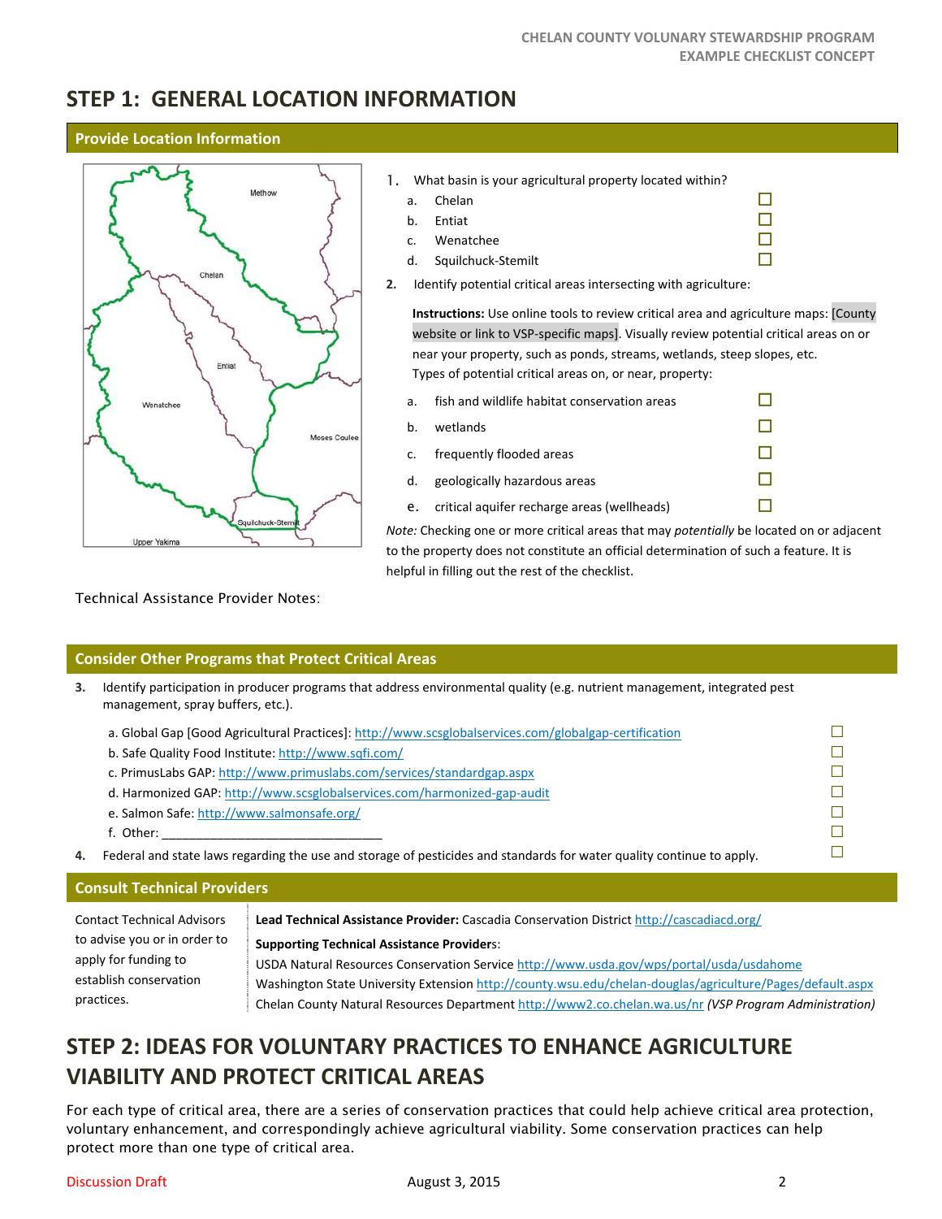# STEP 1: GENERAL LOCATION INFORMATION

## Provide Location Information

1. What basin is your agricultural property located within?
   - a. Chelan ☐
   - b. Entiat ☐
   - c. Wenatchee ☐
   - d. Squilchuck-Stemilt ☐

2. Identify potential critical areas intersecting with agriculture:

   **Instructions:** Use online tools to review critical area and agriculture maps: [County website or link to VSP-specific maps]. Visually review potential critical areas on or near your property, such as ponds, streams, wetlands, steep slopes, etc. Types of potential critical areas on, or near, property:

   - a. fish and wildlife habitat conservation areas ☐
   - b. wetlands ☐
   - c. frequently flooded areas ☐
   - d. geologically hazardous areas ☐
   - e. critical aquifer recharge areas (wellheads) ☐

*Note:* Checking one or more critical areas that may *potentially* be located on or adjacent to the property does not constitute an official determination of such a feature. It is helpful in filling out the rest of the checklist.

Technical Assistance Provider Notes:

## Consider Other Programs that Protect Critical Areas

3. Identify participation in producer programs that address environmental quality (e.g. nutrient management, integrated pest management, spray buffers, etc.).
   - a. Global Gap [Good Agricultural Practices]: http://www.scsglobalservices.com/globalgap-certification ☐
   - b. Safe Quality Food Institute: http://www.sqfi.com/ ☐
   - c. PrimusLabs GAP: http://www.primuslabs.com/services/standardgap.aspx ☐
   - d. Harmonized GAP: http://www.scsglobalservices.com/harmonized-gap-audit ☐
   - e. Salmon Safe: http://www.salmonsafe.org/ ☐
   - f. Other: ________________________________ ☐

4. Federal and state laws regarding the use and storage of pesticides and standards for water quality continue to apply. ☐

## Consult Technical Providers

| | |
|---|---|
| Contact Technical Advisors to advise you or in order to apply for funding to establish conservation practices. | **Lead Technical Assistance Provider:** Cascadia Conservation District http://cascadiacd.org/<br><br>**Supporting Technical Assistance Providers**:<br>USDA Natural Resources Conservation Service http://www.usda.gov/wps/portal/usda/usdahome<br>Washington State University Extension http://county.wsu.edu/chelan-douglas/agriculture/Pages/default.aspx<br>Chelan County Natural Resources Department http://www2.co.chelan.wa.us/nr *(VSP Program Administration)* |

# STEP 2: IDEAS FOR VOLUNTARY PRACTICES TO ENHANCE AGRICULTURE VIABILITY AND PROTECT CRITICAL AREAS

For each type of critical area, there are a series of conservation practices that could help achieve critical area protection, voluntary enhancement, and correspondingly achieve agricultural viability. Some conservation practices can help protect more than one type of critical area.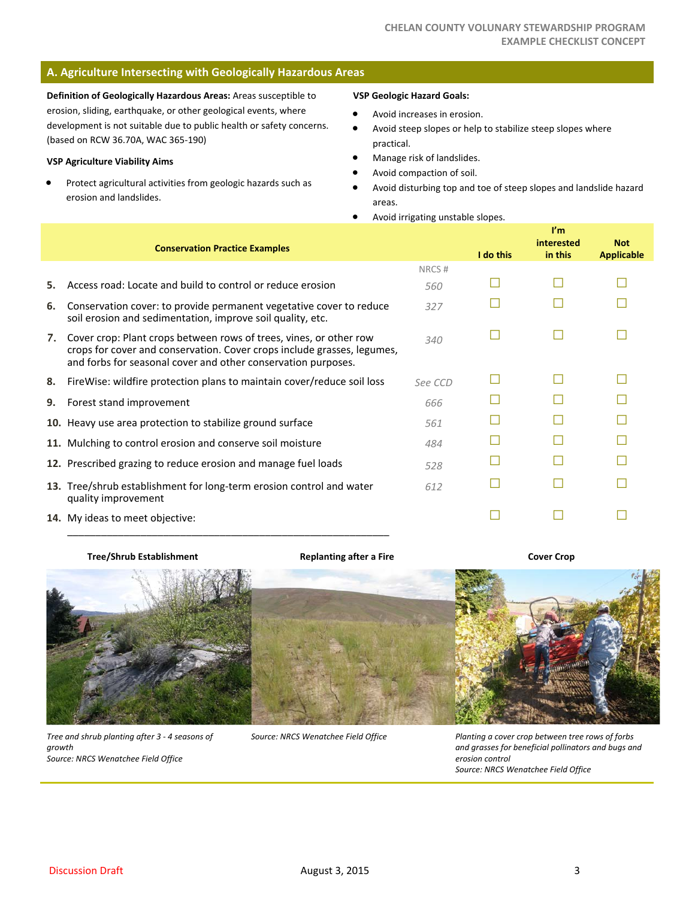## A. Agriculture Intersecting with Geologically Hazardous Areas

**Definition of Geologically Hazardous Areas:** Areas susceptible to erosion, sliding, earthquake, or other geological events, where development is not suitable due to public health or safety concerns. (based on RCW 36.70A, WAC 365-190)

**VSP Agriculture Viability Aims**

- Protect agricultural activities from geologic hazards such as erosion and landslides.

**VSP Geologic Hazard Goals:**

- Avoid increases in erosion.
- Avoid steep slopes or help to stabilize steep slopes where practical.
- Manage risk of landslides.
- Avoid compaction of soil.
- Avoid disturbing top and toe of steep slopes and landslide hazard areas.
- Avoid irrigating unstable slopes.

| | Conservation Practice Examples | NRCS # | I do this | I'm interested in this | Not Applicable |
|---|---|---|---|---|---|
| 5. | Access road: Locate and build to control or reduce erosion | *560* | ☐ | ☐ | ☐ |
| 6. | Conservation cover: to provide permanent vegetative cover to reduce soil erosion and sedimentation, improve soil quality, etc. | *327* | ☐ | ☐ | ☐ |
| 7. | Cover crop: Plant crops between rows of trees, vines, or other row crops for cover and conservation. Cover crops include grasses, legumes, and forbs for seasonal cover and other conservation purposes. | *340* | ☐ | ☐ | ☐ |
| 8. | FireWise: wildfire protection plans to maintain cover/reduce soil loss | *See CCD* | ☐ | ☐ | ☐ |
| 9. | Forest stand improvement | *666* | ☐ | ☐ | ☐ |
| 10. | Heavy use area protection to stabilize ground surface | *561* | ☐ | ☐ | ☐ |
| 11. | Mulching to control erosion and conserve soil moisture | *484* | ☐ | ☐ | ☐ |
| 12. | Prescribed grazing to reduce erosion and manage fuel loads | *528* | ☐ | ☐ | ☐ |
| 13. | Tree/shrub establishment for long-term erosion control and water quality improvement | *612* | ☐ | ☐ | ☐ |
| 14. | My ideas to meet objective: ___________________________________________ | | ☐ | ☐ | ☐ |

**Tree/Shrub Establishment**

*Tree and shrub planting after 3 - 4 seasons of growth*
*Source: NRCS Wenatchee Field Office*

**Replanting after a Fire**

*Source: NRCS Wenatchee Field Office*

**Cover Crop**

*Planting a cover crop between tree rows of forbs and grasses for beneficial pollinators and bugs and erosion control*
*Source: NRCS Wenatchee Field Office*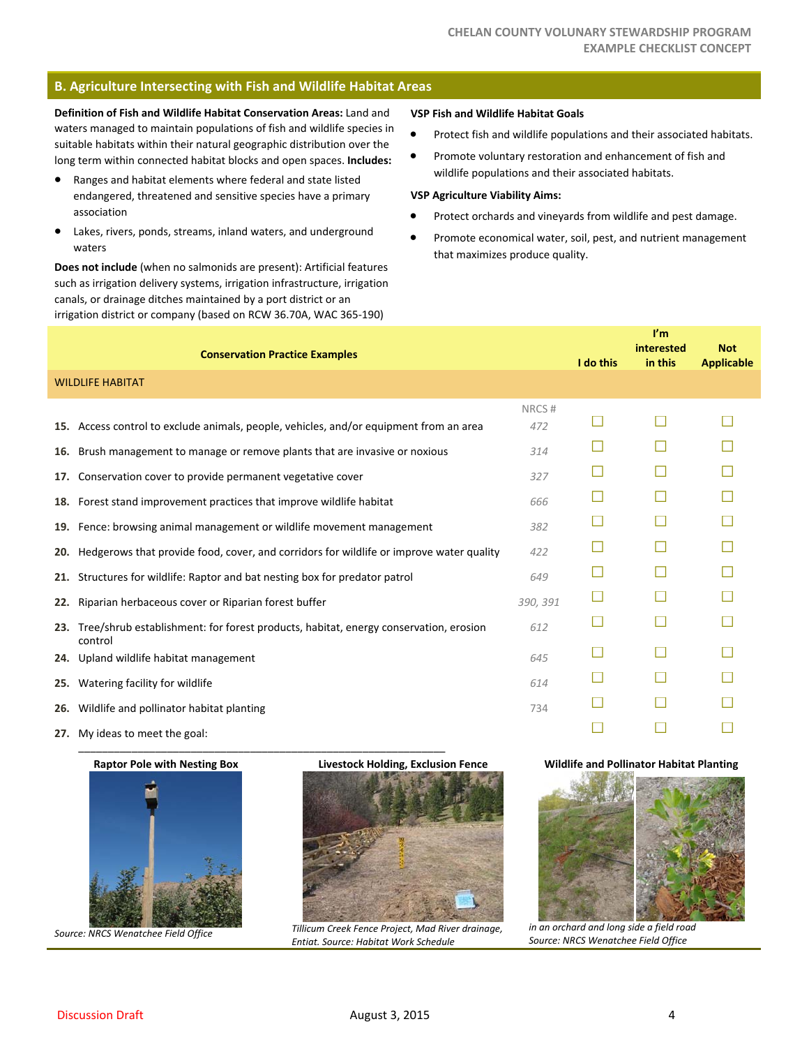## B. Agriculture Intersecting with Fish and Wildlife Habitat Areas

**Definition of Fish and Wildlife Habitat Conservation Areas:** Land and waters managed to maintain populations of fish and wildlife species in suitable habitats within their natural geographic distribution over the long term within connected habitat blocks and open spaces. **Includes:**

- Ranges and habitat elements where federal and state listed endangered, threatened and sensitive species have a primary association
- Lakes, rivers, ponds, streams, inland waters, and underground waters

**Does not include** (when no salmonids are present): Artificial features such as irrigation delivery systems, irrigation infrastructure, irrigation canals, or drainage ditches maintained by a port district or an irrigation district or company (based on RCW 36.70A, WAC 365-190)

**VSP Fish and Wildlife Habitat Goals**

- Protect fish and wildlife populations and their associated habitats.
- Promote voluntary restoration and enhancement of fish and wildlife populations and their associated habitats.

**VSP Agriculture Viability Aims:**

- Protect orchards and vineyards from wildlife and pest damage.
- Promote economical water, soil, pest, and nutrient management that maximizes produce quality.

| Conservation Practice Examples | NRCS # | I do this | I'm interested in this | Not Applicable |
|---|---|---|---|---|
| WILDLIFE HABITAT | | | | |
| **15.** Access control to exclude animals, people, vehicles, and/or equipment from an area | 472 | ☐ | ☐ | ☐ |
| **16.** Brush management to manage or remove plants that are invasive or noxious | 314 | ☐ | ☐ | ☐ |
| **17.** Conservation cover to provide permanent vegetative cover | 327 | ☐ | ☐ | ☐ |
| **18.** Forest stand improvement practices that improve wildlife habitat | 666 | ☐ | ☐ | ☐ |
| **19.** Fence: browsing animal management or wildlife movement management | 382 | ☐ | ☐ | ☐ |
| **20.** Hedgerows that provide food, cover, and corridors for wildlife or improve water quality | 422 | ☐ | ☐ | ☐ |
| **21.** Structures for wildlife: Raptor and bat nesting box for predator patrol | 649 | ☐ | ☐ | ☐ |
| **22.** Riparian herbaceous cover or Riparian forest buffer | 390, 391 | ☐ | ☐ | ☐ |
| **23.** Tree/shrub establishment: for forest products, habitat, energy conservation, erosion control | 612 | ☐ | ☐ | ☐ |
| **24.** Upland wildlife habitat management | 645 | ☐ | ☐ | ☐ |
| **25.** Watering facility for wildlife | 614 | ☐ | ☐ | ☐ |
| **26.** Wildlife and pollinator habitat planting | 734 | ☐ | ☐ | ☐ |
| **27.** My ideas to meet the goal: ______________________________ | | ☐ | ☐ | ☐ |

**Raptor Pole with Nesting Box**

*Source: NRCS Wenatchee Field Office*

**Livestock Holding, Exclusion Fence**

*Tillicum Creek Fence Project, Mad River drainage, Entiat. Source: Habitat Work Schedule*

**Wildlife and Pollinator Habitat Planting**

*in an orchard and long side a field road*
*Source: NRCS Wenatchee Field Office*

Discussion Draft August 3, 2015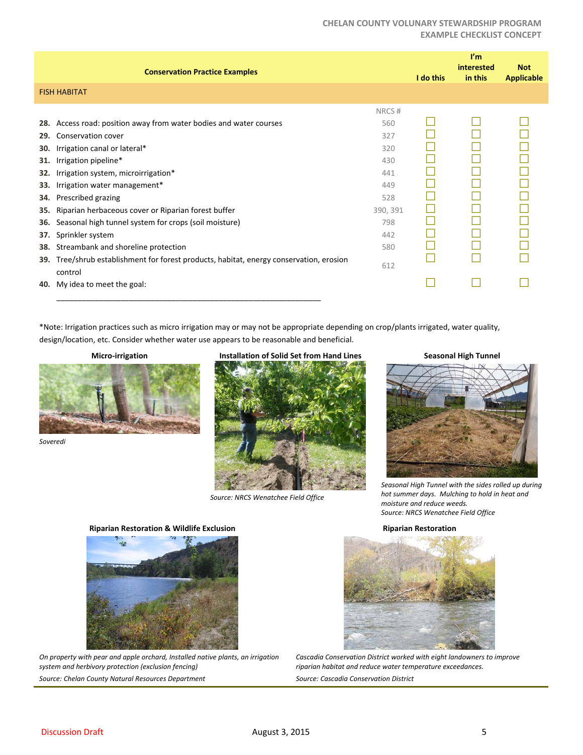| Conservation Practice Examples | | I do this | I'm interested in this | Not Applicable |
|---|---|---|---|---|
| **FISH HABITAT** | | | | |
| | NRCS # | | | |
| **28.** Access road: position away from water bodies and water courses | 560 | ☐ | ☐ | ☐ |
| **29.** Conservation cover | 327 | ☐ | ☐ | ☐ |
| **30.** Irrigation canal or lateral* | 320 | ☐ | ☐ | ☐ |
| **31.** Irrigation pipeline* | 430 | ☐ | ☐ | ☐ |
| **32.** Irrigation system, microirrigation* | 441 | ☐ | ☐ | ☐ |
| **33.** Irrigation water management* | 449 | ☐ | ☐ | ☐ |
| **34.** Prescribed grazing | 528 | ☐ | ☐ | ☐ |
| **35.** Riparian herbaceous cover or Riparian forest buffer | 390, 391 | ☐ | ☐ | ☐ |
| **36.** Seasonal high tunnel system for crops (soil moisture) | 798 | ☐ | ☐ | ☐ |
| **37.** Sprinkler system | 442 | ☐ | ☐ | ☐ |
| **38.** Streambank and shoreline protection | 580 | ☐ | ☐ | ☐ |
| **39.** Tree/shrub establishment for forest products, habitat, energy conservation, erosion control | 612 | ☐ | ☐ | ☐ |
| **40.** My idea to meet the goal: _______________________________________________ | | ☐ | ☐ | ☐ |

*Note: Irrigation practices such as micro irrigation may or may not be appropriate depending on crop/plants irrigated, water quality, design/location, etc. Consider whether water use appears to be reasonable and beneficial.

**Micro-irrigation**

*Soveredi*

**Installation of Solid Set from Hand Lines**

*Source: NRCS Wenatchee Field Office*

**Seasonal High Tunnel**

*Seasonal High Tunnel with the sides rolled up during hot summer days. Mulching to hold in heat and moisture and reduce weeds.*
*Source: NRCS Wenatchee Field Office*

**Riparian Restoration & Wildlife Exclusion**

*On property with pear and apple orchard, Installed native plants, an irrigation system and herbivory protection (exclusion fencing)*

*Source: Chelan County Natural Resources Department*

**Riparian Restoration**

*Cascadia Conservation District worked with eight landowners to improve riparian habitat and reduce water temperature exceedances.*

*Source: Cascadia Conservation District*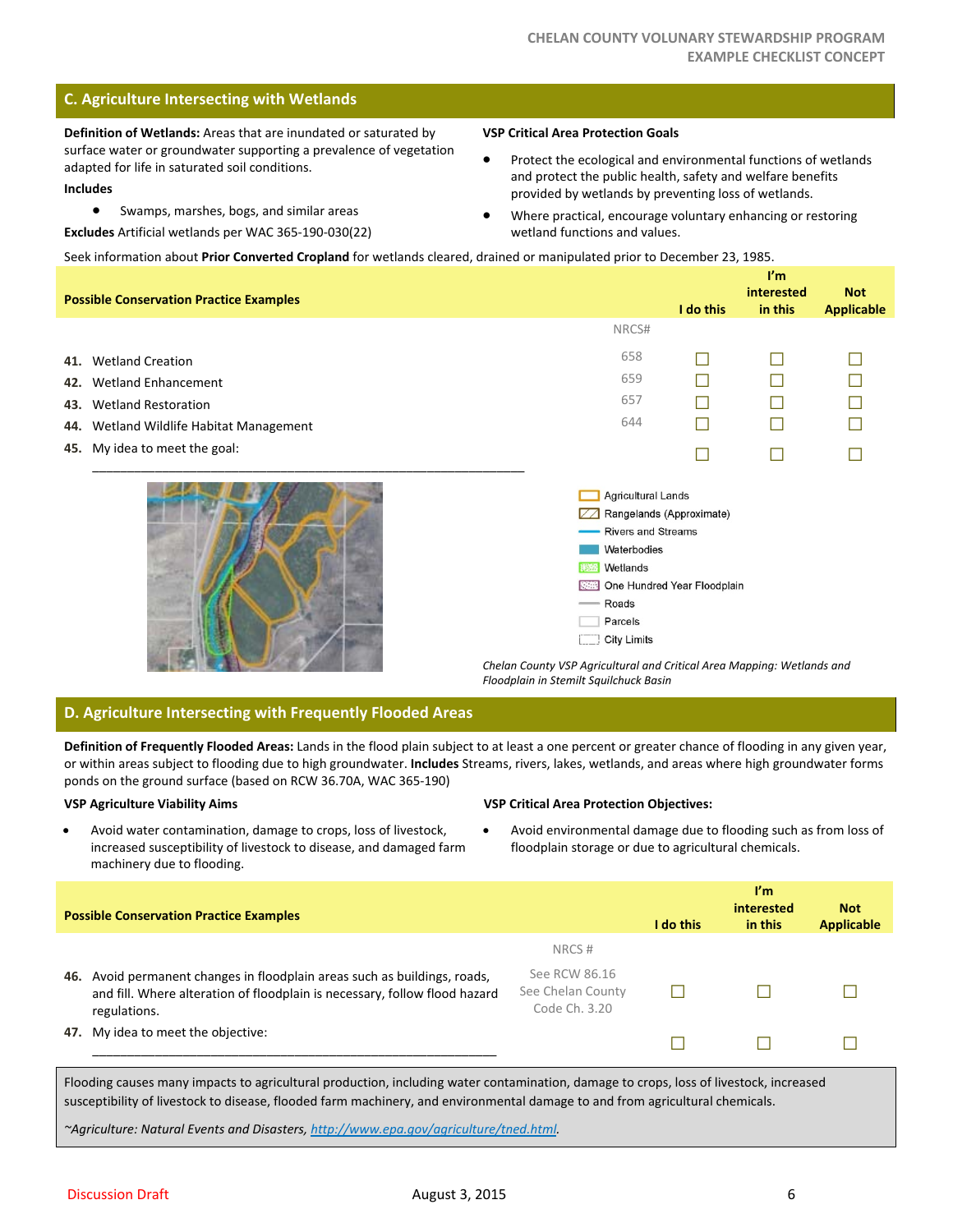## C. Agriculture Intersecting with Wetlands

**Definition of Wetlands:** Areas that are inundated or saturated by surface water or groundwater supporting a prevalence of vegetation adapted for life in saturated soil conditions.

**Includes**

- Swamps, marshes, bogs, and similar areas

**Excludes** Artificial wetlands per WAC 365-190-030(22)

**VSP Critical Area Protection Goals**

- Protect the ecological and environmental functions of wetlands and protect the public health, safety and welfare benefits provided by wetlands by preventing loss of wetlands.
- Where practical, encourage voluntary enhancing or restoring wetland functions and values.

Seek information about **Prior Converted Cropland** for wetlands cleared, drained or manipulated prior to December 23, 1985.

| Possible Conservation Practice Examples | NRCS# | I do this | I'm interested in this | Not Applicable |
|---|---|---|---|---|
| **41.** Wetland Creation | 658 | ☐ | ☐ | ☐ |
| **42.** Wetland Enhancement | 659 | ☐ | ☐ | ☐ |
| **43.** Wetland Restoration | 657 | ☐ | ☐ | ☐ |
| **44.** Wetland Wildlife Habitat Management | 644 | ☐ | ☐ | ☐ |
| **45.** My idea to meet the goal: ____________________________________________ | | ☐ | ☐ | ☐ |

Agricultural Lands
Rangelands (Approximate)
Rivers and Streams
Waterbodies
Wetlands
One Hundred Year Floodplain
Roads
Parcels
City Limits

*Chelan County VSP Agricultural and Critical Area Mapping: Wetlands and Floodplain in Stemilt Squilchuck Basin*

## D. Agriculture Intersecting with Frequently Flooded Areas

**Definition of Frequently Flooded Areas:** Lands in the flood plain subject to at least a one percent or greater chance of flooding in any given year, or within areas subject to flooding due to high groundwater. **Includes** Streams, rivers, lakes, wetlands, and areas where high groundwater forms ponds on the ground surface (based on RCW 36.70A, WAC 365-190)

**VSP Agriculture Viability Aims**

- Avoid water contamination, damage to crops, loss of livestock, increased susceptibility of livestock to disease, and damaged farm machinery due to flooding.

**VSP Critical Area Protection Objectives:**

- Avoid environmental damage due to flooding such as from loss of floodplain storage or due to agricultural chemicals.

| Possible Conservation Practice Examples | NRCS # | I do this | I'm interested in this | Not Applicable |
|---|---|---|---|---|
| **46.** Avoid permanent changes in floodplain areas such as buildings, roads, and fill. Where alteration of floodplain is necessary, follow flood hazard regulations. | See RCW 86.16 See Chelan County Code Ch. 3.20 | ☐ | ☐ | ☐ |
| **47.** My idea to meet the objective: ____________________________________________ | | ☐ | ☐ | ☐ |

Flooding causes many impacts to agricultural production, including water contamination, damage to crops, loss of livestock, increased susceptibility of livestock to disease, flooded farm machinery, and environmental damage to and from agricultural chemicals.

*~Agriculture: Natural Events and Disasters, http://www.epa.gov/agriculture/tned.html.*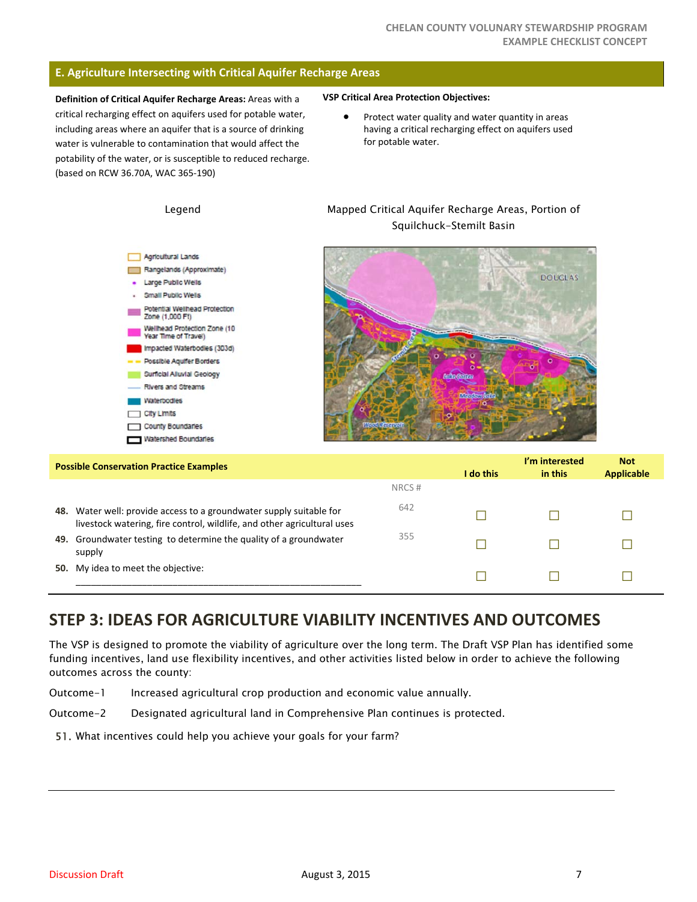## E. Agriculture Intersecting with Critical Aquifer Recharge Areas

**Definition of Critical Aquifer Recharge Areas:** Areas with a critical recharging effect on aquifers used for potable water, including areas where an aquifer that is a source of drinking water is vulnerable to contamination that would affect the potability of the water, or is susceptible to reduced recharge. (based on RCW 36.70A, WAC 365-190)

**VSP Critical Area Protection Objectives:**

- Protect water quality and water quantity in areas having a critical recharging effect on aquifers used for potable water.

Legend

- Agricultural Lands
- Rangelands (Approximate)
- Large Public Wells
- Small Public Wells
- Potential Wellhead Protection Zone (1,000 Ft)
- Wellhead Protection Zone (10 Year Time of Travel)
- Impacted Waterbodies (303d)
- Possible Aquifer Borders
- Surficial Alluvial Geology
- Rivers and Streams
- Waterbodies
- City Limits
- County Boundaries
- Watershed Boundaries

Mapped Critical Aquifer Recharge Areas, Portion of Squilchuck-Stemilt Basin

| Possible Conservation Practice Examples | NRCS # | I do this | I'm interested in this | Not Applicable |
|---|---|---|---|---|
| **48.** Water well: provide access to a groundwater supply suitable for livestock watering, fire control, wildlife, and other agricultural uses | 642 | ☐ | ☐ | ☐ |
| **49.** Groundwater testing to determine the quality of a groundwater supply | 355 | ☐ | ☐ | ☐ |
| **50.** My idea to meet the objective: ____________________________________________ | | ☐ | ☐ | ☐ |

## STEP 3: IDEAS FOR AGRICULTURE VIABILITY INCENTIVES AND OUTCOMES

The VSP is designed to promote the viability of agriculture over the long term. The Draft VSP Plan has identified some funding incentives, land use flexibility incentives, and other activities listed below in order to achieve the following outcomes across the county:

Outcome-1 Increased agricultural crop production and economic value annually.

Outcome-2 Designated agricultural land in Comprehensive Plan continues is protected.

51. What incentives could help you achieve your goals for your farm?

Discussion Draft August 3, 2015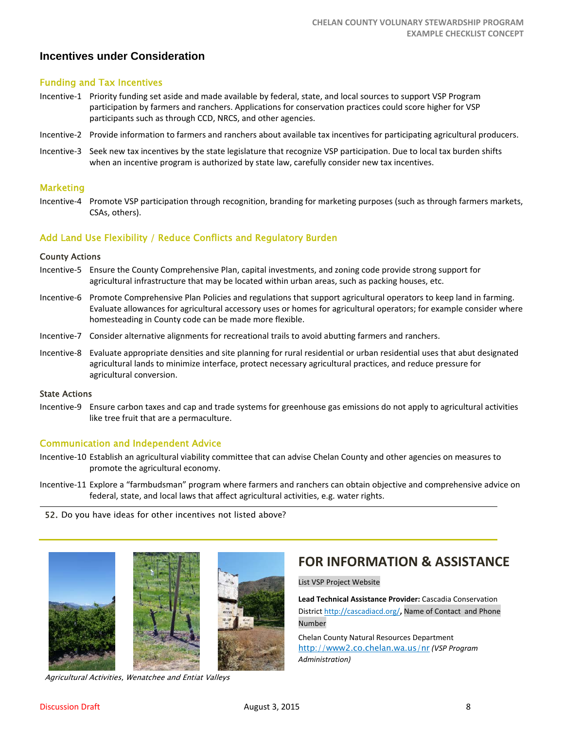## Incentives under Consideration

### Funding and Tax Incentives

Incentive-1 Priority funding set aside and made available by federal, state, and local sources to support VSP Program participation by farmers and ranchers. Applications for conservation practices could score higher for VSP participants such as through CCD, NRCS, and other agencies.

Incentive-2 Provide information to farmers and ranchers about available tax incentives for participating agricultural producers.

Incentive-3 Seek new tax incentives by the state legislature that recognize VSP participation. Due to local tax burden shifts when an incentive program is authorized by state law, carefully consider new tax incentives.

### Marketing

Incentive-4 Promote VSP participation through recognition, branding for marketing purposes (such as through farmers markets, CSAs, others).

### Add Land Use Flexibility / Reduce Conflicts and Regulatory Burden

#### County Actions

Incentive-5 Ensure the County Comprehensive Plan, capital investments, and zoning code provide strong support for agricultural infrastructure that may be located within urban areas, such as packing houses, etc.

Incentive-6 Promote Comprehensive Plan Policies and regulations that support agricultural operators to keep land in farming. Evaluate allowances for agricultural accessory uses or homes for agricultural operators; for example consider where homesteading in County code can be made more flexible.

Incentive-7 Consider alternative alignments for recreational trails to avoid abutting farmers and ranchers.

Incentive-8 Evaluate appropriate densities and site planning for rural residential or urban residential uses that abut designated agricultural lands to minimize interface, protect necessary agricultural practices, and reduce pressure for agricultural conversion.

#### State Actions

Incentive-9 Ensure carbon taxes and cap and trade systems for greenhouse gas emissions do not apply to agricultural activities like tree fruit that are a permaculture.

### Communication and Independent Advice

Incentive-10 Establish an agricultural viability committee that can advise Chelan County and other agencies on measures to promote the agricultural economy.

Incentive-11 Explore a "farmbudsman" program where farmers and ranchers can obtain objective and comprehensive advice on federal, state, and local laws that affect agricultural activities, e.g. water rights.

52. Do you have ideas for other incentives not listed above?

*Agricultural Activities, Wenatchee and Entiat Valleys*

## FOR INFORMATION & ASSISTANCE

List VSP Project Website

**Lead Technical Assistance Provider:** Cascadia Conservation District http://cascadiacd.org/, Name of Contact and Phone Number

Chelan County Natural Resources Department http://www2.co.chelan.wa.us/nr *(VSP Program Administration)*

Discussion Draft August 3, 2015